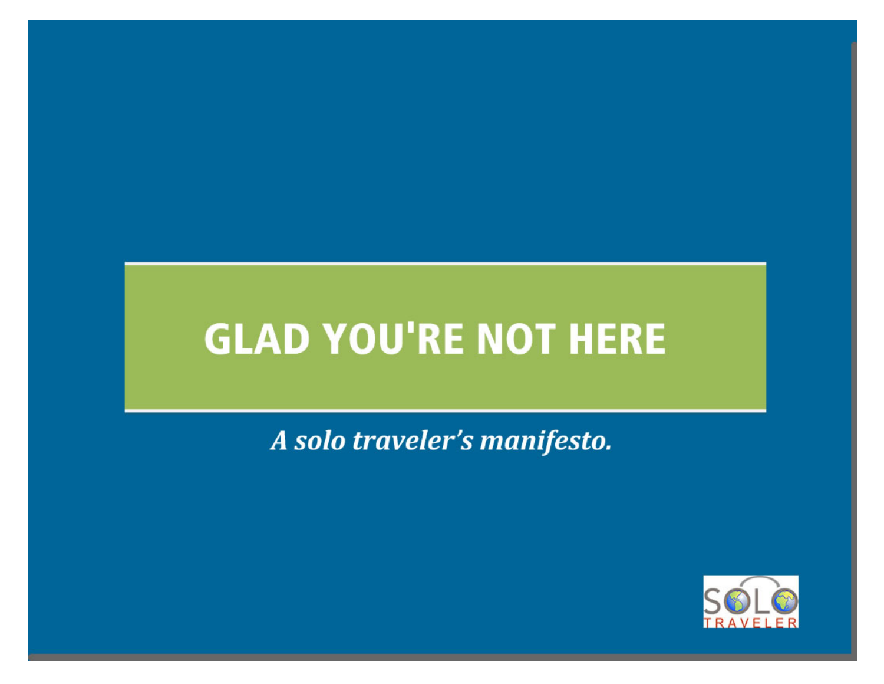# GLAD YOU'RE NOT HERE

*A solo traveler's manifesto.*

SOLO TRAVELER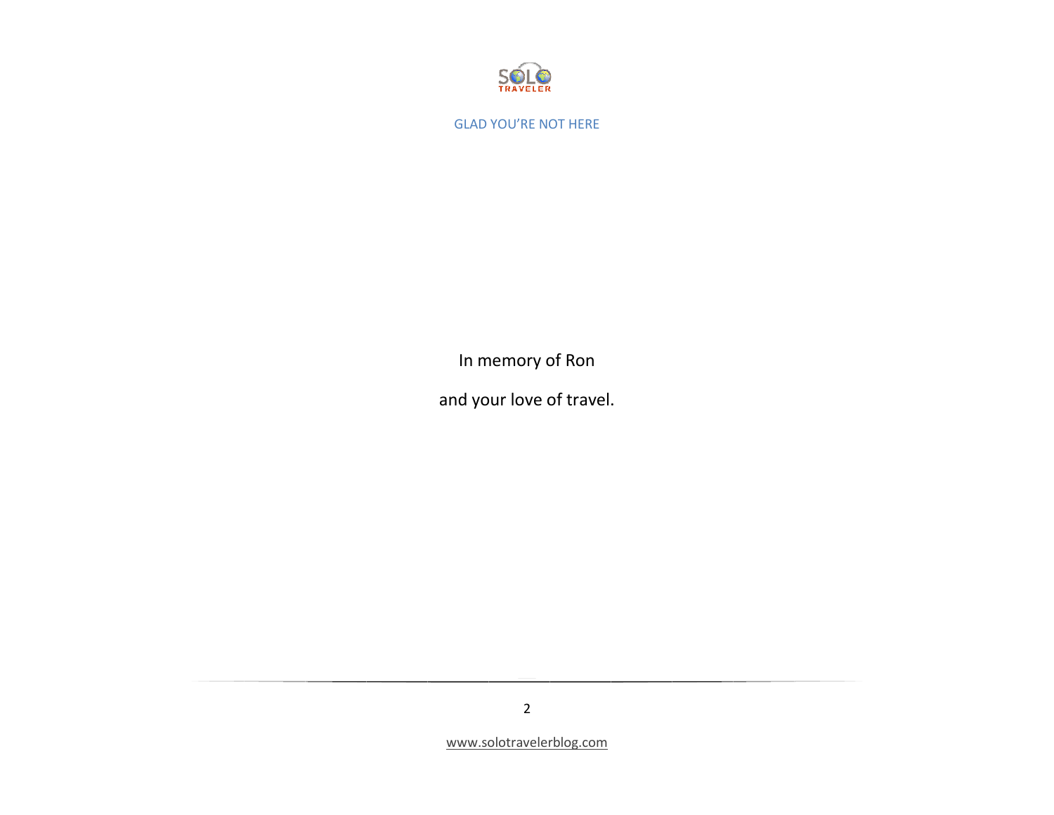In memory of Ron

and your love of travel.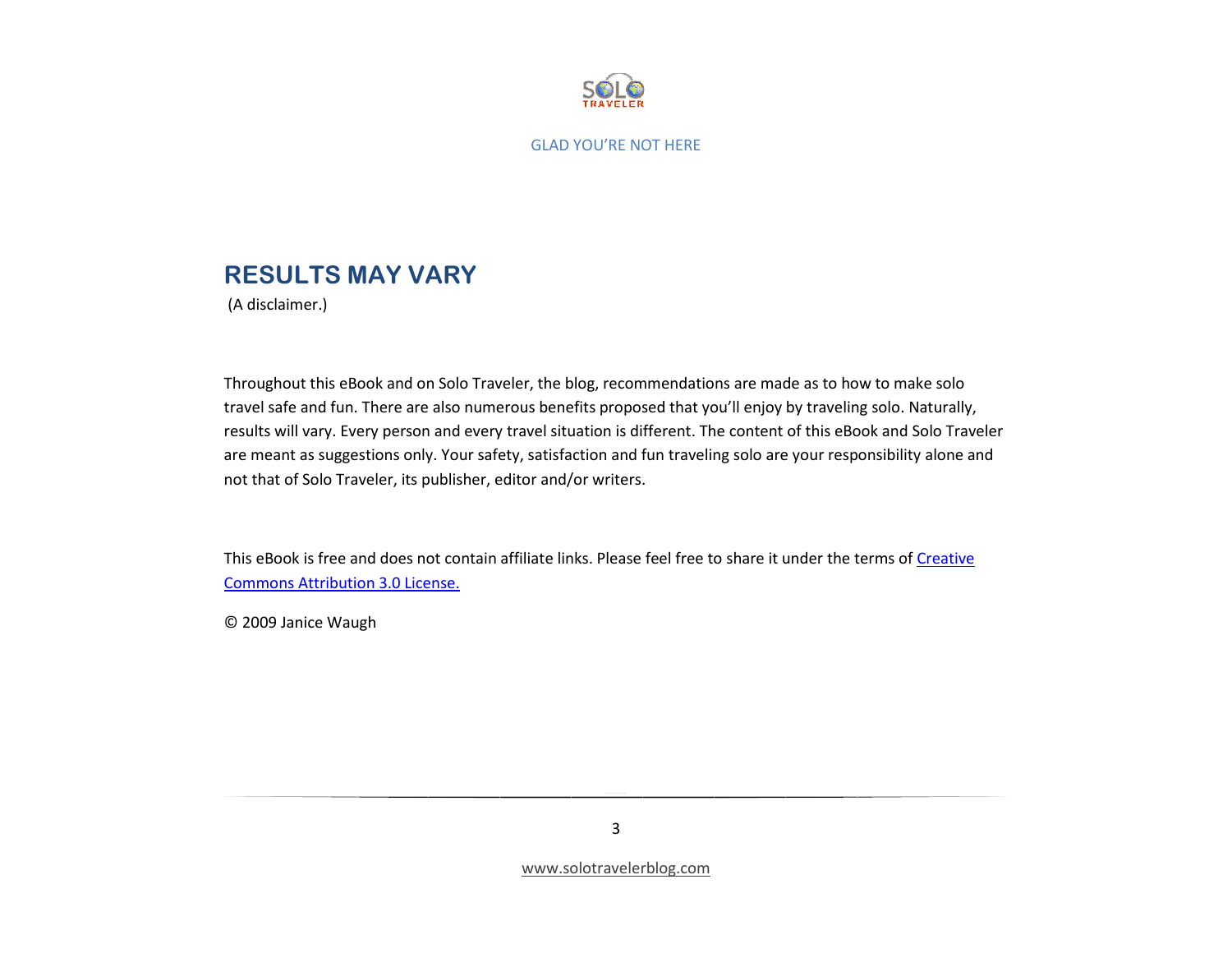## RESULTS MAY VARY

(A disclaimer.)

Throughout this eBook and on Solo Traveler, the blog, recommendations are made as to how to make solo travel safe and fun. There are also numerous benefits proposed that you'll enjoy by traveling solo. Naturally, results will vary. Every person and every travel situation is different. The content of this eBook and Solo Traveler are meant as suggestions only. Your safety, satisfaction and fun traveling solo are your responsibility alone and not that of Solo Traveler, its publisher, editor and/or writers.

This eBook is free and does not contain affiliate links. Please feel free to share it under the terms of Creative Commons Attribution 3.0 License.

© 2009 Janice Waugh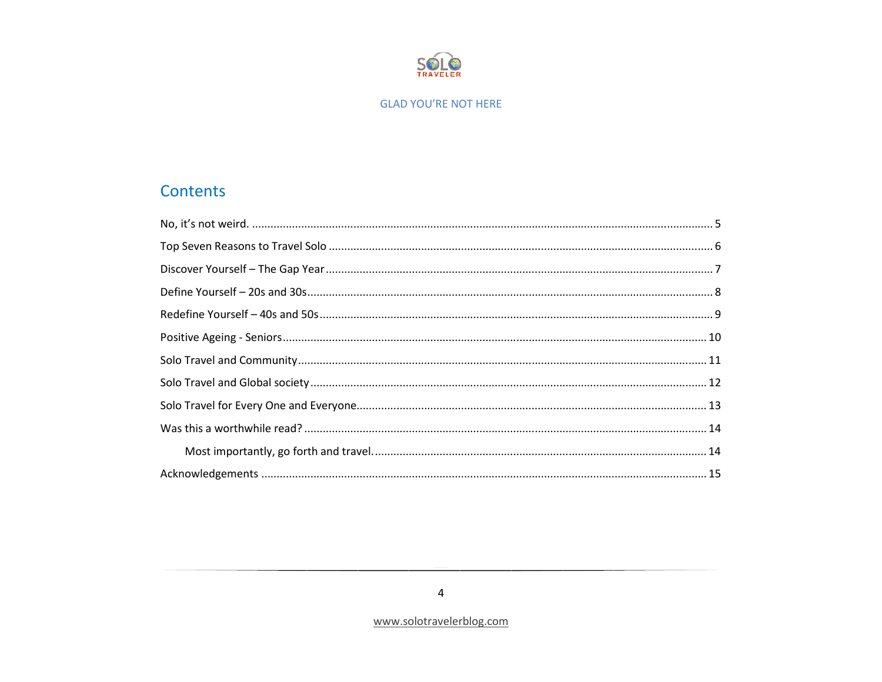## Contents

No, it's not weird. .......... 5

Top Seven Reasons to Travel Solo .......... 6

Discover Yourself – The Gap Year .......... 7

Define Yourself – 20s and 30s .......... 8

Redefine Yourself – 40s and 50s .......... 9

Positive Ageing - Seniors .......... 10

Solo Travel and Community .......... 11

Solo Travel and Global society .......... 12

Solo Travel for Every One and Everyone .......... 13

Was this a worthwhile read? .......... 14

    Most importantly, go forth and travel. .......... 14

Acknowledgements .......... 15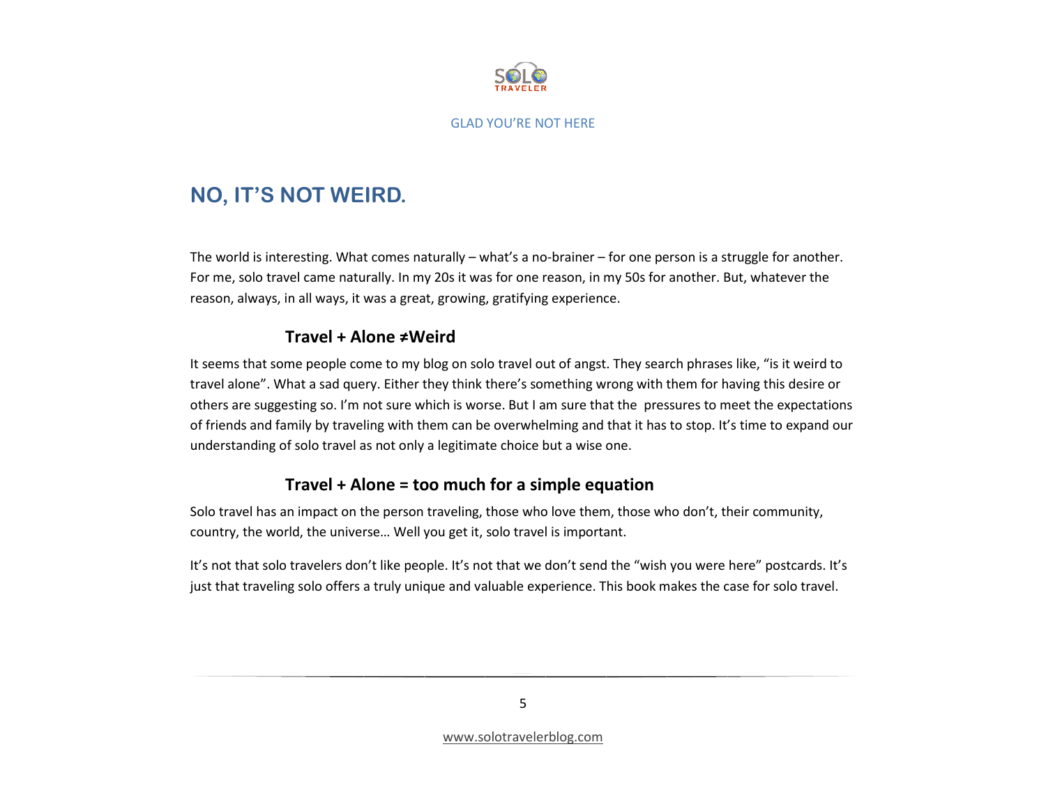# NO, IT'S NOT WEIRD.

The world is interesting. What comes naturally – what's a no-brainer – for one person is a struggle for another. For me, solo travel came naturally. In my 20s it was for one reason, in my 50s for another. But, whatever the reason, always, in all ways, it was a great, growing, gratifying experience.

### Travel + Alone ≠Weird

It seems that some people come to my blog on solo travel out of angst. They search phrases like, "is it weird to travel alone". What a sad query. Either they think there's something wrong with them for having this desire or others are suggesting so. I'm not sure which is worse. But I am sure that the pressures to meet the expectations of friends and family by traveling with them can be overwhelming and that it has to stop. It's time to expand our understanding of solo travel as not only a legitimate choice but a wise one.

### Travel + Alone = too much for a simple equation

Solo travel has an impact on the person traveling, those who love them, those who don't, their community, country, the world, the universe… Well you get it, solo travel is important.

It's not that solo travelers don't like people. It's not that we don't send the "wish you were here" postcards. It's just that traveling solo offers a truly unique and valuable experience. This book makes the case for solo travel.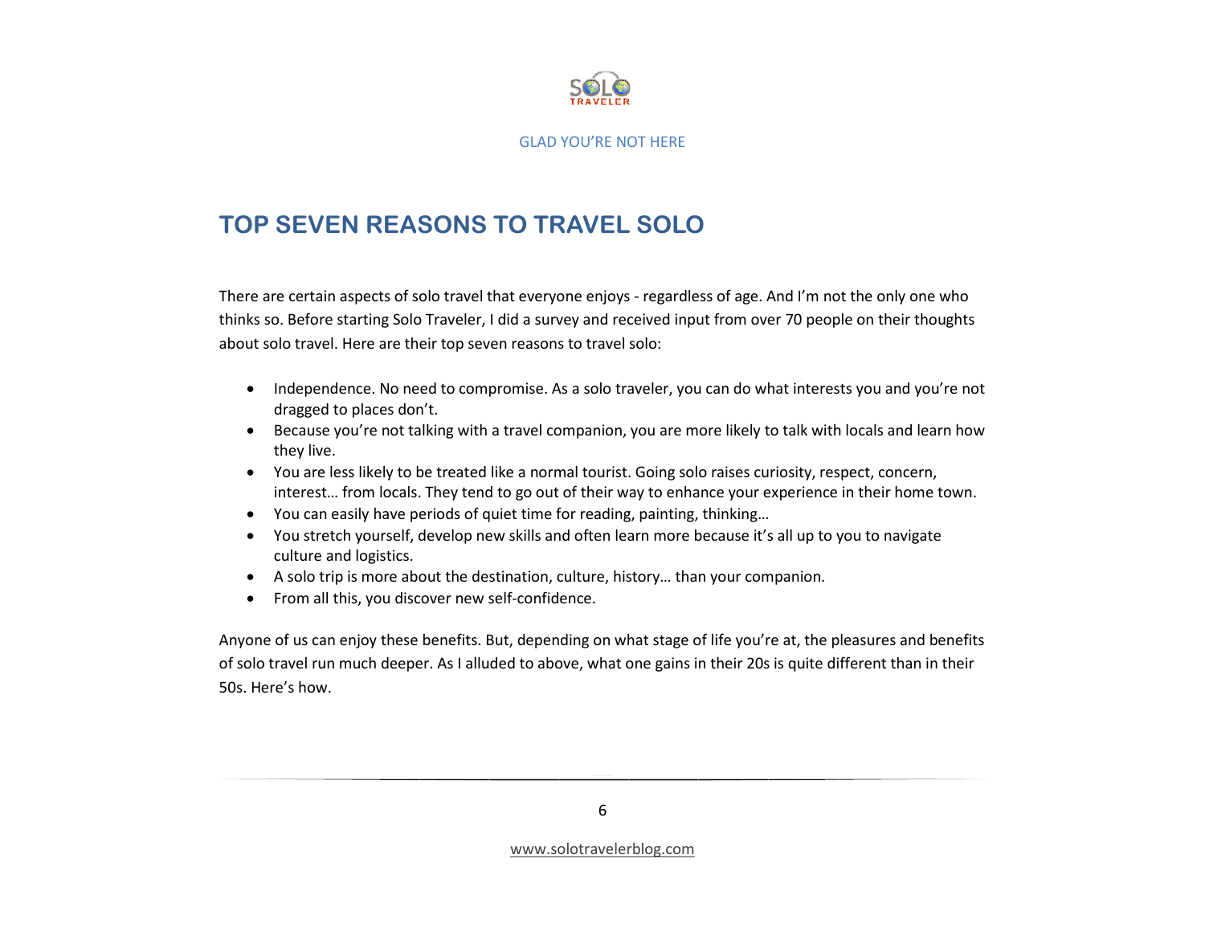# TOP SEVEN REASONS TO TRAVEL SOLO

There are certain aspects of solo travel that everyone enjoys - regardless of age. And I'm not the only one who thinks so. Before starting Solo Traveler, I did a survey and received input from over 70 people on their thoughts about solo travel. Here are their top seven reasons to travel solo:

- Independence. No need to compromise. As a solo traveler, you can do what interests you and you're not dragged to places don't.
- Because you're not talking with a travel companion, you are more likely to talk with locals and learn how they live.
- You are less likely to be treated like a normal tourist. Going solo raises curiosity, respect, concern, interest… from locals. They tend to go out of their way to enhance your experience in their home town.
- You can easily have periods of quiet time for reading, painting, thinking…
- You stretch yourself, develop new skills and often learn more because it's all up to you to navigate culture and logistics.
- A solo trip is more about the destination, culture, history… than your companion.
- From all this, you discover new self-confidence.

Anyone of us can enjoy these benefits. But, depending on what stage of life you're at, the pleasures and benefits of solo travel run much deeper. As I alluded to above, what one gains in their 20s is quite different than in their 50s. Here's how.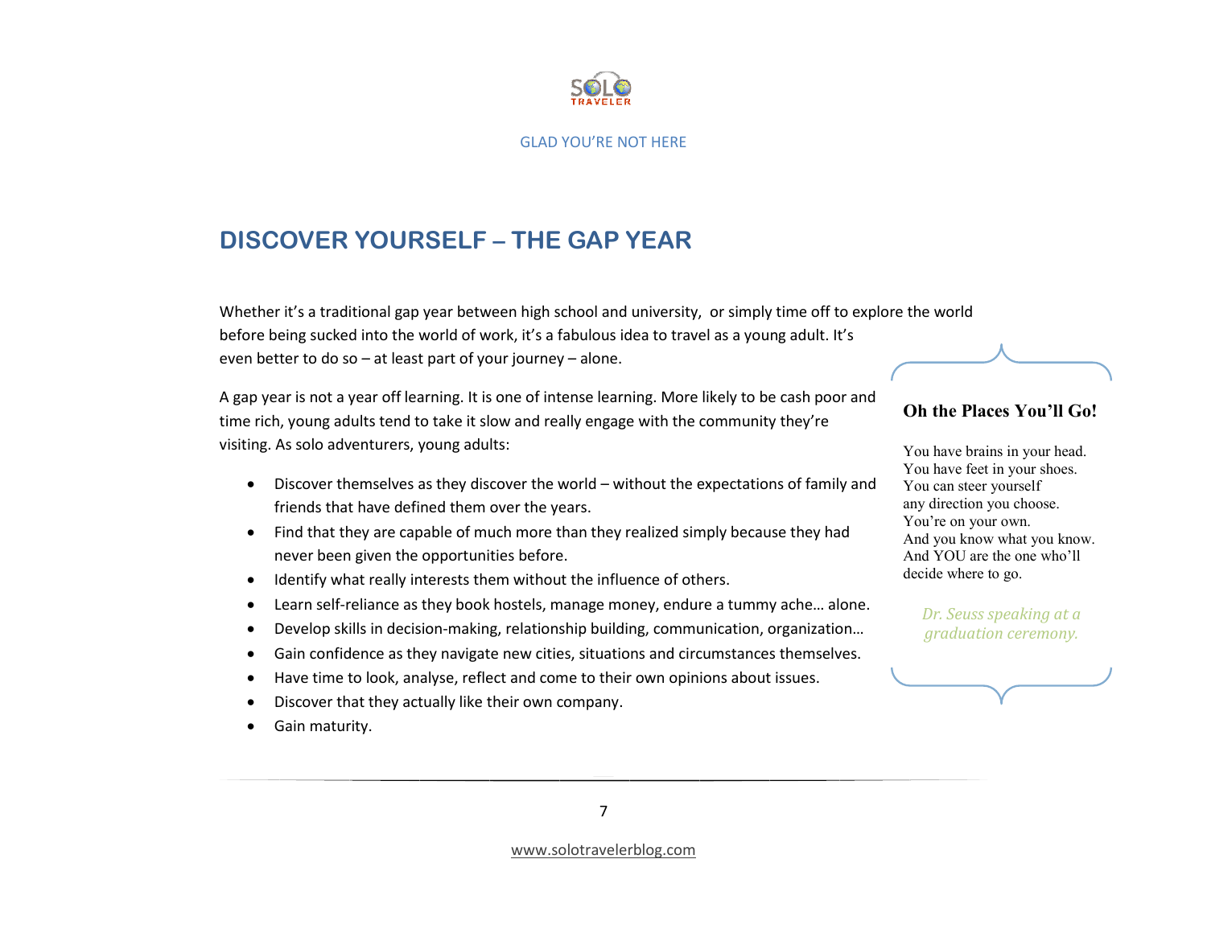# DISCOVER YOURSELF – THE GAP YEAR

Whether it's a traditional gap year between high school and university, or simply time off to explore the world before being sucked into the world of work, it's a fabulous idea to travel as a young adult. It's even better to do so – at least part of your journey – alone.

A gap year is not a year off learning. It is one of intense learning. More likely to be cash poor and time rich, young adults tend to take it slow and really engage with the community they're visiting. As solo adventurers, young adults:

- Discover themselves as they discover the world – without the expectations of family and friends that have defined them over the years.
- Find that they are capable of much more than they realized simply because they had never been given the opportunities before.
- Identify what really interests them without the influence of others.
- Learn self-reliance as they book hostels, manage money, endure a tummy ache… alone.
- Develop skills in decision-making, relationship building, communication, organization…
- Gain confidence as they navigate new cities, situations and circumstances themselves.
- Have time to look, analyse, reflect and come to their own opinions about issues.
- Discover that they actually like their own company.
- Gain maturity.

**Oh the Places You'll Go!**

You have brains in your head.
You have feet in your shoes.
You can steer yourself
any direction you choose.
You're on your own.
And you know what you know.
And YOU are the one who'll
decide where to go.

*Dr. Seuss speaking at a graduation ceremony.*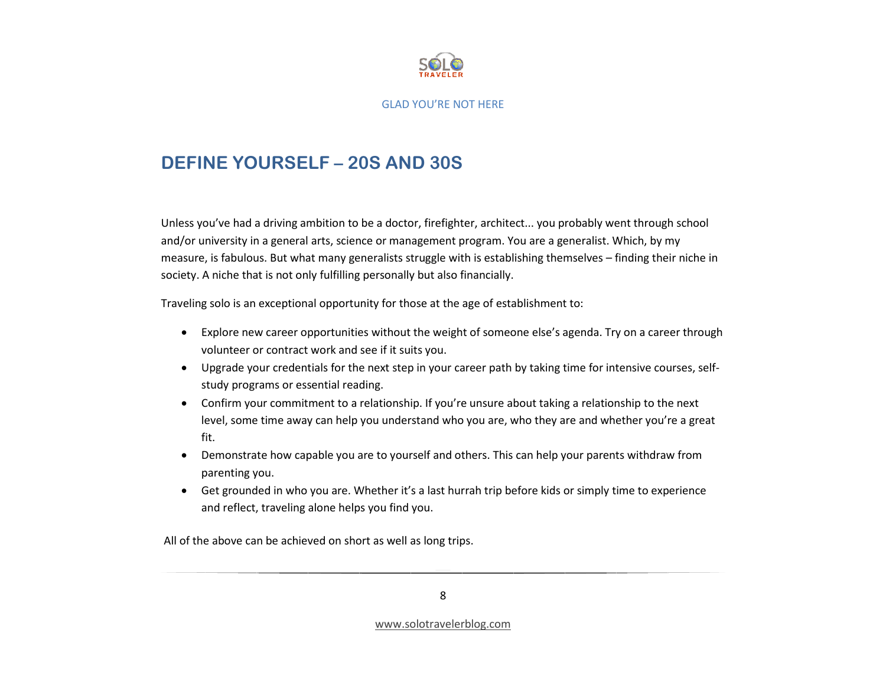## DEFINE YOURSELF – 20S AND 30S

Unless you've had a driving ambition to be a doctor, firefighter, architect... you probably went through school and/or university in a general arts, science or management program. You are a generalist. Which, by my measure, is fabulous. But what many generalists struggle with is establishing themselves – finding their niche in society. A niche that is not only fulfilling personally but also financially.

Traveling solo is an exceptional opportunity for those at the age of establishment to:

- Explore new career opportunities without the weight of someone else's agenda. Try on a career through volunteer or contract work and see if it suits you.
- Upgrade your credentials for the next step in your career path by taking time for intensive courses, self-study programs or essential reading.
- Confirm your commitment to a relationship. If you're unsure about taking a relationship to the next level, some time away can help you understand who you are, who they are and whether you're a great fit.
- Demonstrate how capable you are to yourself and others. This can help your parents withdraw from parenting you.
- Get grounded in who you are. Whether it's a last hurrah trip before kids or simply time to experience and reflect, traveling alone helps you find you.

All of the above can be achieved on short as well as long trips.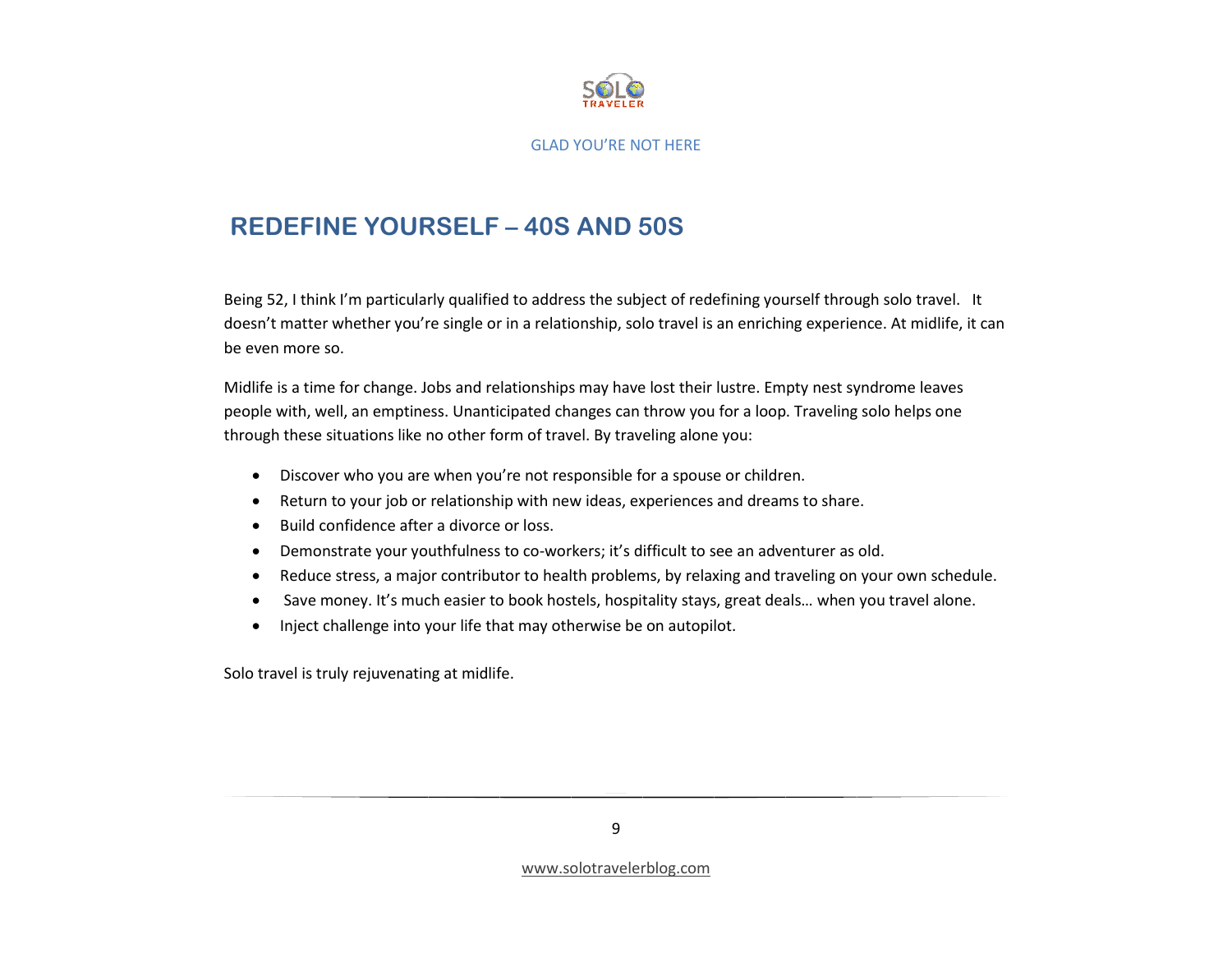## REDEFINE YOURSELF – 40S AND 50S

Being 52, I think I'm particularly qualified to address the subject of redefining yourself through solo travel. It doesn't matter whether you're single or in a relationship, solo travel is an enriching experience. At midlife, it can be even more so.

Midlife is a time for change. Jobs and relationships may have lost their lustre. Empty nest syndrome leaves people with, well, an emptiness. Unanticipated changes can throw you for a loop. Traveling solo helps one through these situations like no other form of travel. By traveling alone you:

- Discover who you are when you're not responsible for a spouse or children.
- Return to your job or relationship with new ideas, experiences and dreams to share.
- Build confidence after a divorce or loss.
- Demonstrate your youthfulness to co-workers; it's difficult to see an adventurer as old.
- Reduce stress, a major contributor to health problems, by relaxing and traveling on your own schedule.
- Save money. It's much easier to book hostels, hospitality stays, great deals… when you travel alone.
- Inject challenge into your life that may otherwise be on autopilot.

Solo travel is truly rejuvenating at midlife.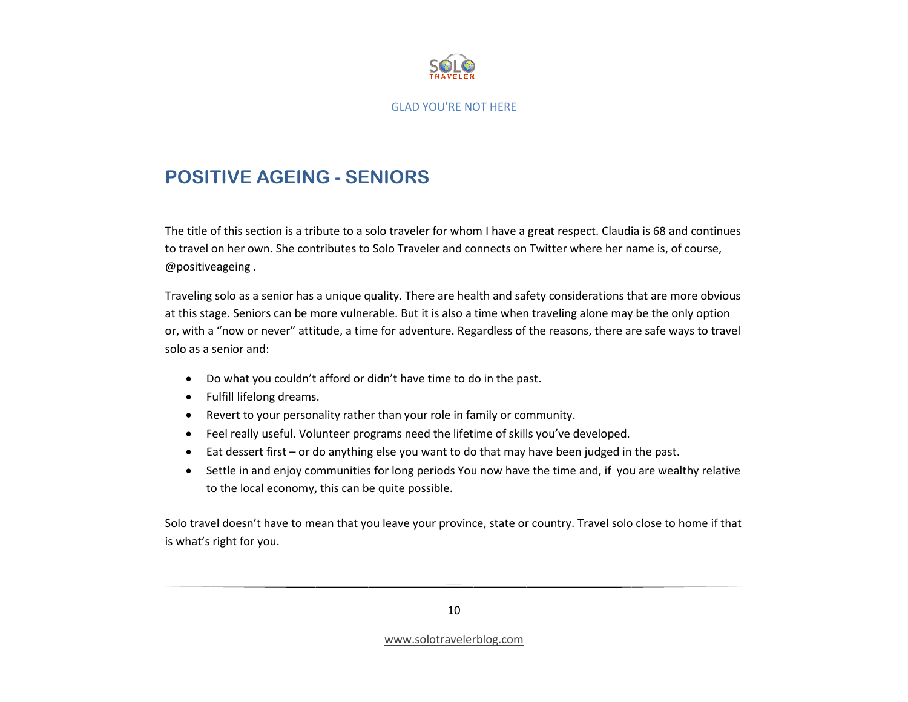## POSITIVE AGEING - SENIORS

The title of this section is a tribute to a solo traveler for whom I have a great respect. Claudia is 68 and continues to travel on her own. She contributes to Solo Traveler and connects on Twitter where her name is, of course, @positiveageing .

Traveling solo as a senior has a unique quality. There are health and safety considerations that are more obvious at this stage. Seniors can be more vulnerable. But it is also a time when traveling alone may be the only option or, with a "now or never" attitude, a time for adventure. Regardless of the reasons, there are safe ways to travel solo as a senior and:

- Do what you couldn't afford or didn't have time to do in the past.
- Fulfill lifelong dreams.
- Revert to your personality rather than your role in family or community.
- Feel really useful. Volunteer programs need the lifetime of skills you've developed.
- Eat dessert first – or do anything else you want to do that may have been judged in the past.
- Settle in and enjoy communities for long periods You now have the time and, if you are wealthy relative to the local economy, this can be quite possible.

Solo travel doesn't have to mean that you leave your province, state or country. Travel solo close to home if that is what's right for you.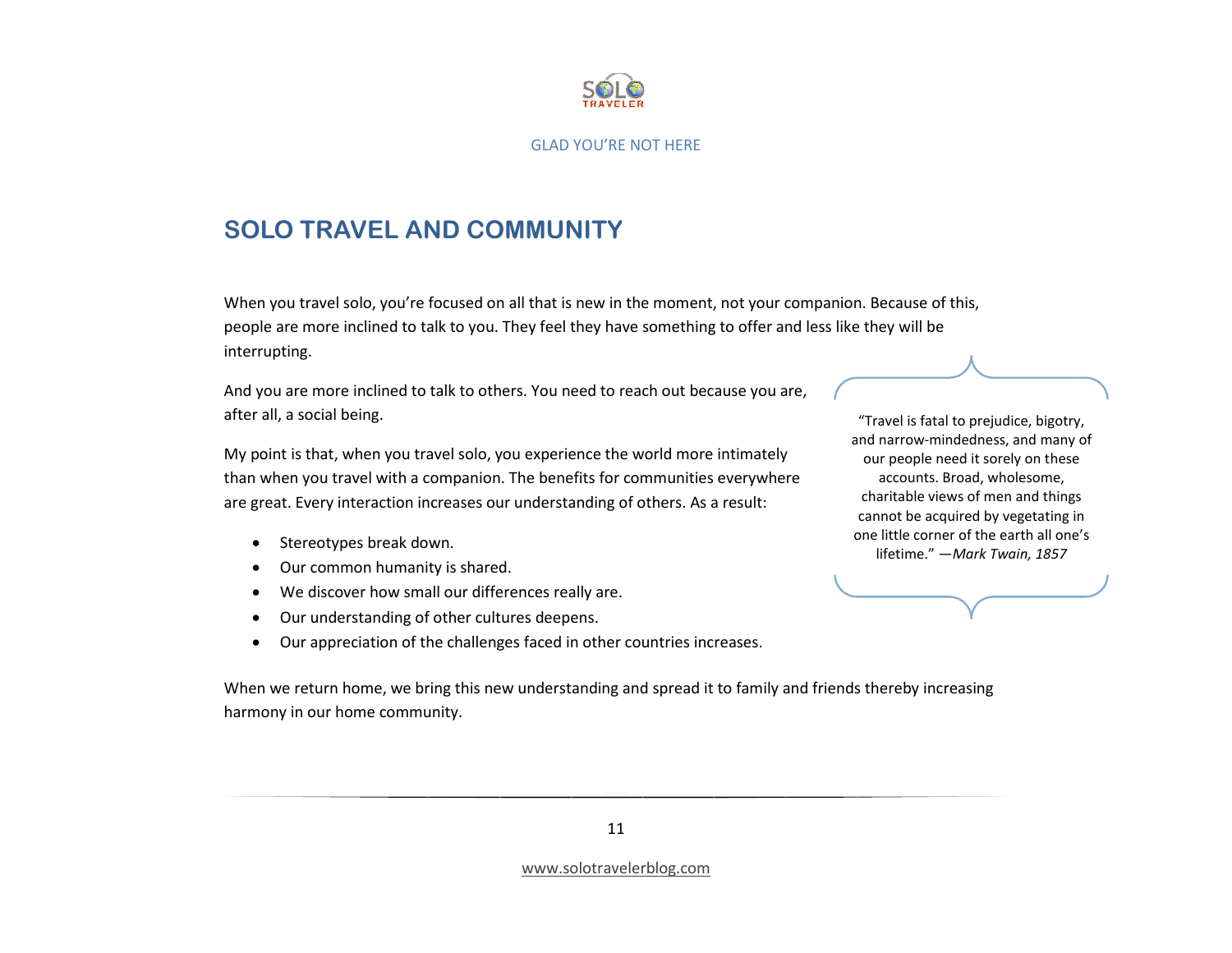## SOLO TRAVEL AND COMMUNITY

When you travel solo, you're focused on all that is new in the moment, not your companion. Because of this, people are more inclined to talk to you. They feel they have something to offer and less like they will be interrupting.

And you are more inclined to talk to others. You need to reach out because you are, after all, a social being.

My point is that, when you travel solo, you experience the world more intimately than when you travel with a companion. The benefits for communities everywhere are great. Every interaction increases our understanding of others. As a result:

- Stereotypes break down.
- Our common humanity is shared.
- We discover how small our differences really are.
- Our understanding of other cultures deepens.
- Our appreciation of the challenges faced in other countries increases.

> "Travel is fatal to prejudice, bigotry, and narrow-mindedness, and many of our people need it sorely on these accounts. Broad, wholesome, charitable views of men and things cannot be acquired by vegetating in one little corner of the earth all one's lifetime." —*Mark Twain, 1857*

When we return home, we bring this new understanding and spread it to family and friends thereby increasing harmony in our home community.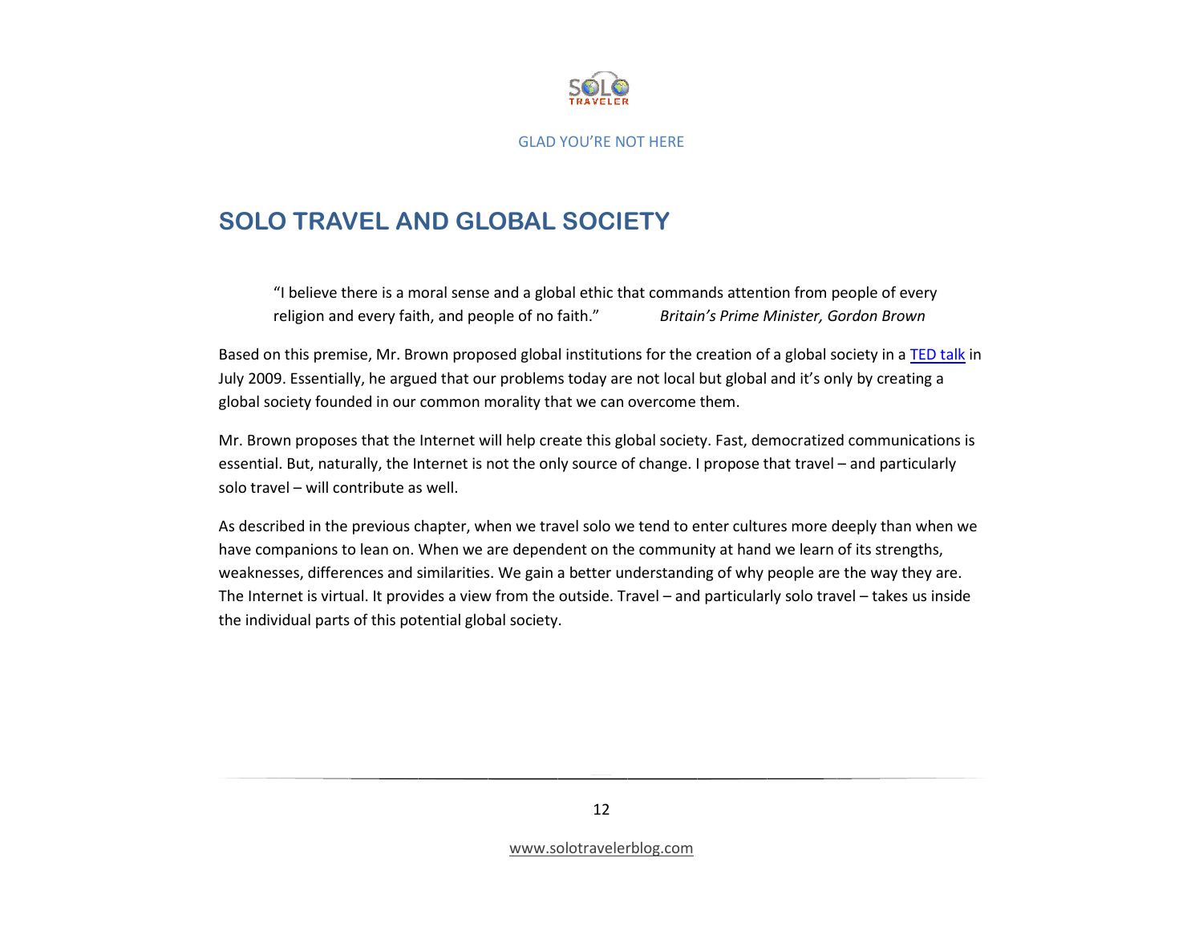# SOLO TRAVEL AND GLOBAL SOCIETY

> "I believe there is a moral sense and a global ethic that commands attention from people of every religion and every faith, and people of no faith." *Britain's Prime Minister, Gordon Brown*

Based on this premise, Mr. Brown proposed global institutions for the creation of a global society in a TED talk in July 2009. Essentially, he argued that our problems today are not local but global and it's only by creating a global society founded in our common morality that we can overcome them.

Mr. Brown proposes that the Internet will help create this global society. Fast, democratized communications is essential. But, naturally, the Internet is not the only source of change. I propose that travel – and particularly solo travel – will contribute as well.

As described in the previous chapter, when we travel solo we tend to enter cultures more deeply than when we have companions to lean on. When we are dependent on the community at hand we learn of its strengths, weaknesses, differences and similarities. We gain a better understanding of why people are the way they are. The Internet is virtual. It provides a view from the outside. Travel – and particularly solo travel – takes us inside the individual parts of this potential global society.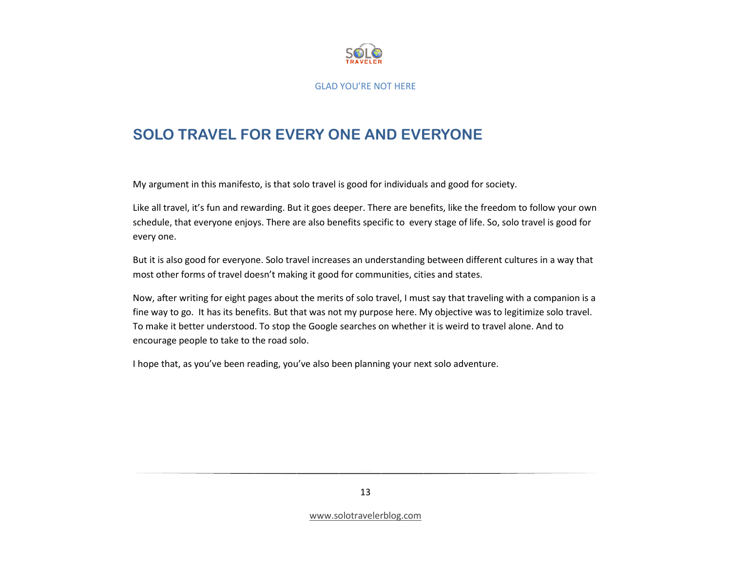## SOLO TRAVEL FOR EVERY ONE AND EVERYONE

My argument in this manifesto, is that solo travel is good for individuals and good for society.

Like all travel, it's fun and rewarding. But it goes deeper. There are benefits, like the freedom to follow your own schedule, that everyone enjoys. There are also benefits specific to every stage of life. So, solo travel is good for every one.

But it is also good for everyone. Solo travel increases an understanding between different cultures in a way that most other forms of travel doesn't making it good for communities, cities and states.

Now, after writing for eight pages about the merits of solo travel, I must say that traveling with a companion is a fine way to go. It has its benefits. But that was not my purpose here. My objective was to legitimize solo travel. To make it better understood. To stop the Google searches on whether it is weird to travel alone. And to encourage people to take to the road solo.

I hope that, as you've been reading, you've also been planning your next solo adventure.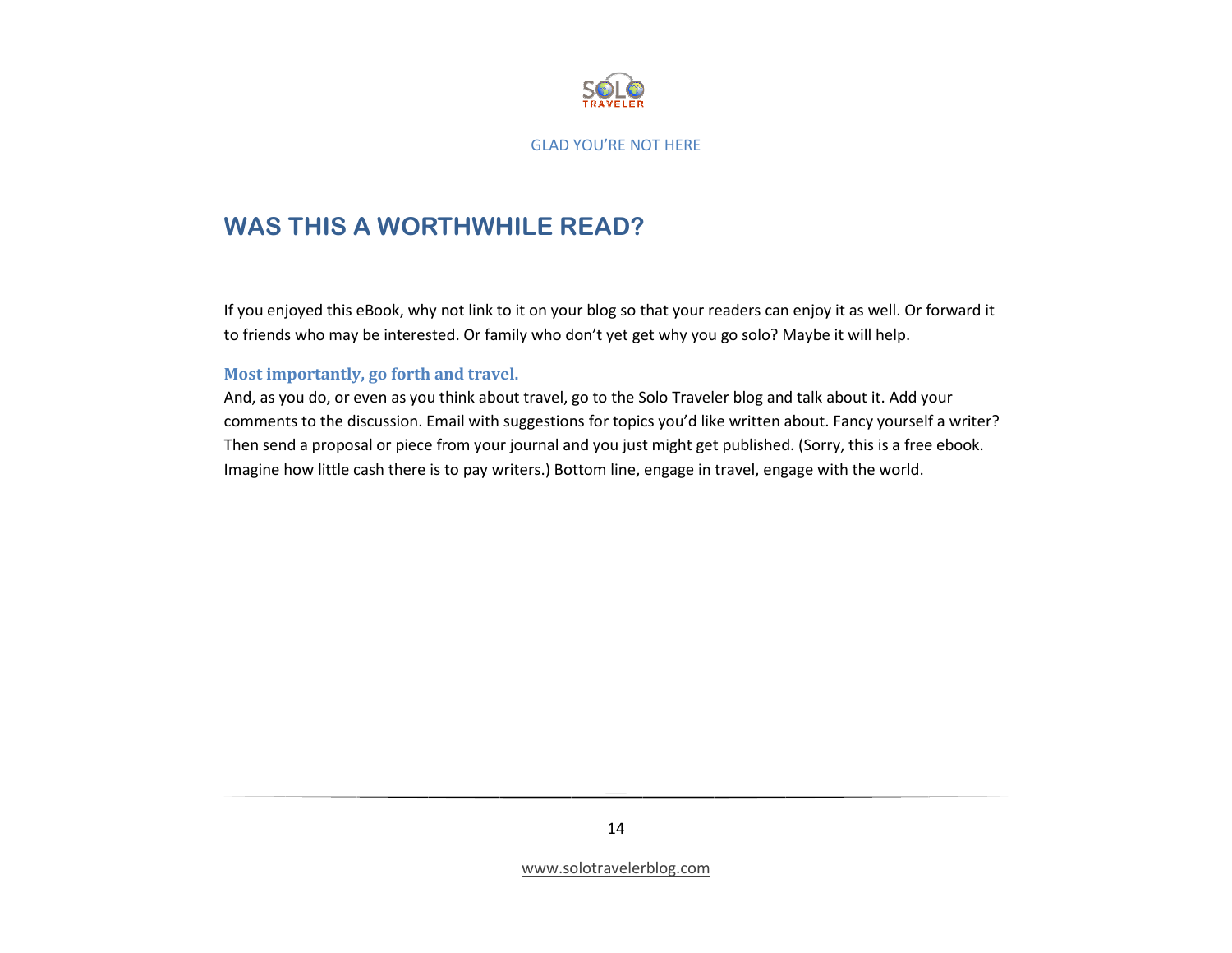## WAS THIS A WORTHWHILE READ?

If you enjoyed this eBook, why not link to it on your blog so that your readers can enjoy it as well. Or forward it to friends who may be interested. Or family who don't yet get why you go solo? Maybe it will help.

### Most importantly, go forth and travel.

And, as you do, or even as you think about travel, go to the Solo Traveler blog and talk about it. Add your comments to the discussion. Email with suggestions for topics you'd like written about. Fancy yourself a writer? Then send a proposal or piece from your journal and you just might get published. (Sorry, this is a free ebook. Imagine how little cash there is to pay writers.) Bottom line, engage in travel, engage with the world.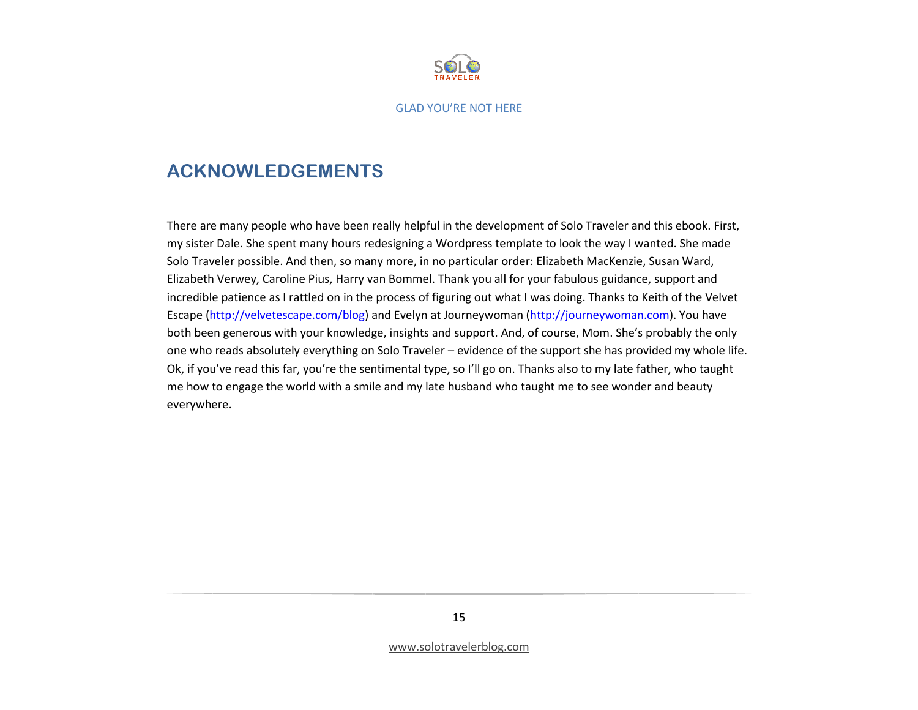# ACKNOWLEDGEMENTS

There are many people who have been really helpful in the development of Solo Traveler and this ebook. First, my sister Dale. She spent many hours redesigning a Wordpress template to look the way I wanted. She made Solo Traveler possible. And then, so many more, in no particular order: Elizabeth MacKenzie, Susan Ward, Elizabeth Verwey, Caroline Pius, Harry van Bommel. Thank you all for your fabulous guidance, support and incredible patience as I rattled on in the process of figuring out what I was doing. Thanks to Keith of the Velvet Escape (http://velvetescape.com/blog) and Evelyn at Journeywoman (http://journeywoman.com). You have both been generous with your knowledge, insights and support. And, of course, Mom. She's probably the only one who reads absolutely everything on Solo Traveler – evidence of the support she has provided my whole life. Ok, if you've read this far, you're the sentimental type, so I'll go on. Thanks also to my late father, who taught me how to engage the world with a smile and my late husband who taught me to see wonder and beauty everywhere.